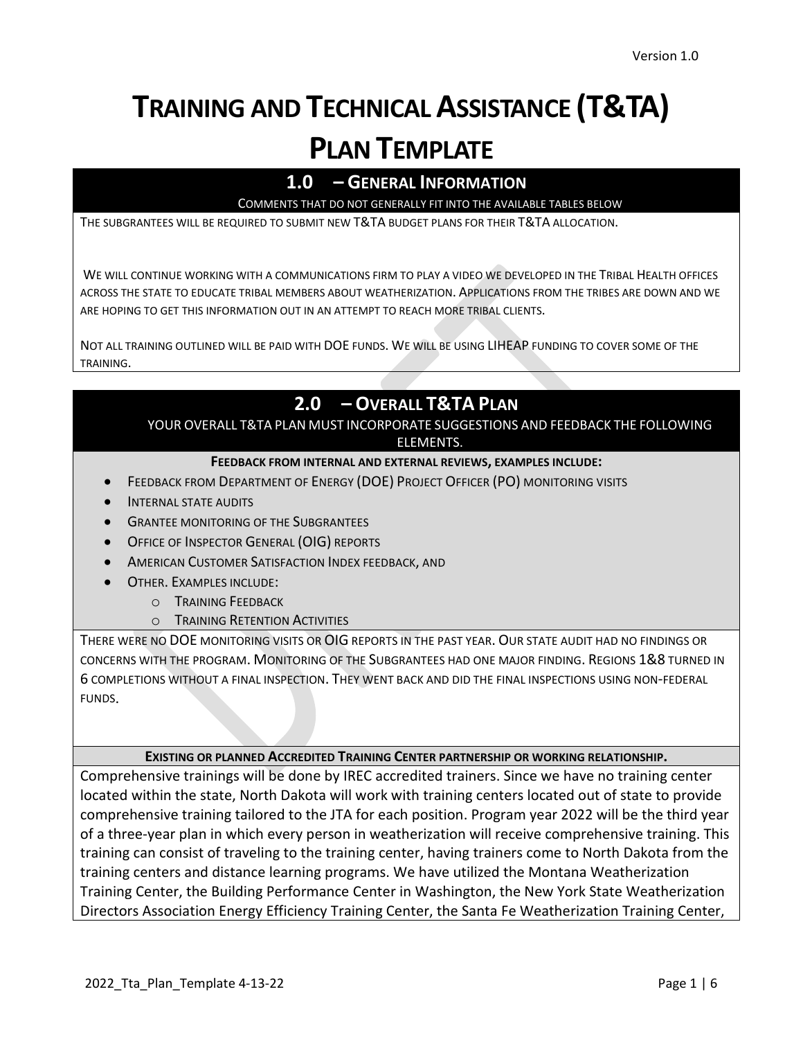# Training and Technical Assistance (T&TA) Plan Template

## 1.0 – General Information

Comments that do not generally fit into the available tables below

The subgrantees will be required to submit new T&TA budget plans for their T&TA allocation.

We will continue working with a communications firm to play a video we developed in the Tribal Health offices across the state to educate tribal members about weatherization. Applications from the tribes are down and we are hoping to get this information out in an attempt to reach more tribal clients.

Not all training outlined will be paid with DOE funds. We will be using LIHEAP funding to cover some of the training.

## 2.0 – Overall T&TA Plan

Your overall T&TA plan must incorporate suggestions and feedback the following elements.

**Feedback from internal and external reviews, examples include:**

- Feedback from Department of Energy (DOE) Project Officer (PO) monitoring visits
- Internal state audits
- Grantee monitoring of the Subgrantees
- Office of Inspector General (OIG) reports
- American Customer Satisfaction Index feedback, and
- Other. Examples include:
  - Training Feedback
  - Training Retention Activities

There were no DOE monitoring visits or OIG reports in the past year. Our state audit had no findings or concerns with the program. Monitoring of the Subgrantees had one major finding. Regions 1&8 turned in 6 completions without a final inspection. They went back and did the final inspections using non-federal funds.

**Existing or planned Accredited Training Center partnership or working relationship.**

Comprehensive trainings will be done by IREC accredited trainers. Since we have no training center located within the state, North Dakota will work with training centers located out of state to provide comprehensive training tailored to the JTA for each position. Program year 2022 will be the third year of a three-year plan in which every person in weatherization will receive comprehensive training. This training can consist of traveling to the training center, having trainers come to North Dakota from the training centers and distance learning programs. We have utilized the Montana Weatherization Training Center, the Building Performance Center in Washington, the New York State Weatherization Directors Association Energy Efficiency Training Center, the Santa Fe Weatherization Training Center,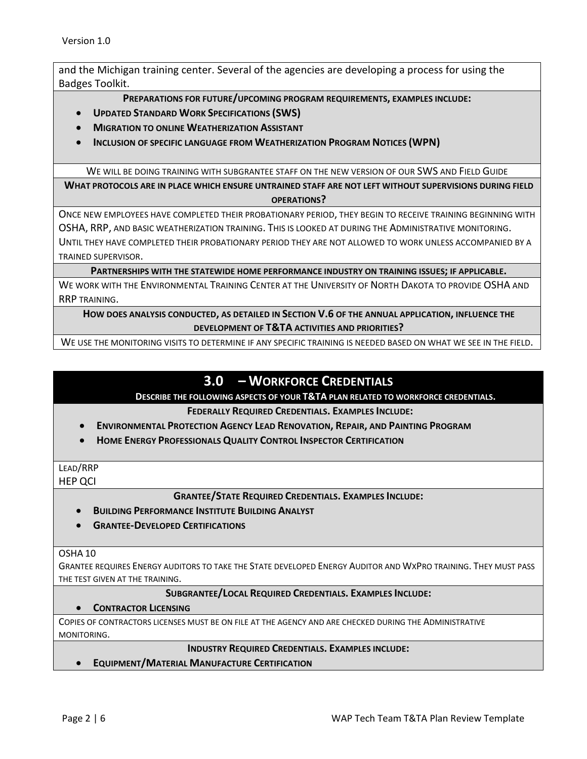and the Michigan training center. Several of the agencies are developing a process for using the Badges Toolkit.

**PREPARATIONS FOR FUTURE/UPCOMING PROGRAM REQUIREMENTS, EXAMPLES INCLUDE:**

- **UPDATED STANDARD WORK SPECIFICATIONS (SWS)**
- **MIGRATION TO ONLINE WEATHERIZATION ASSISTANT**
- **INCLUSION OF SPECIFIC LANGUAGE FROM WEATHERIZATION PROGRAM NOTICES (WPN)**

WE WILL BE DOING TRAINING WITH SUBGRANTEE STAFF ON THE NEW VERSION OF OUR SWS AND FIELD GUIDE

**WHAT PROTOCOLS ARE IN PLACE WHICH ENSURE UNTRAINED STAFF ARE NOT LEFT WITHOUT SUPERVISIONS DURING FIELD OPERATIONS?**

ONCE NEW EMPLOYEES HAVE COMPLETED THEIR PROBATIONARY PERIOD, THEY BEGIN TO RECEIVE TRAINING BEGINNING WITH OSHA, RRP, AND BASIC WEATHERIZATION TRAINING. THIS IS LOOKED AT DURING THE ADMINISTRATIVE MONITORING. UNTIL THEY HAVE COMPLETED THEIR PROBATIONARY PERIOD THEY ARE NOT ALLOWED TO WORK UNLESS ACCOMPANIED BY A TRAINED SUPERVISOR.

**PARTNERSHIPS WITH THE STATEWIDE HOME PERFORMANCE INDUSTRY ON TRAINING ISSUES; IF APPLICABLE.**

WE WORK WITH THE ENVIRONMENTAL TRAINING CENTER AT THE UNIVERSITY OF NORTH DAKOTA TO PROVIDE OSHA AND RRP TRAINING.

**HOW DOES ANALYSIS CONDUCTED, AS DETAILED IN SECTION V.6 OF THE ANNUAL APPLICATION, INFLUENCE THE DEVELOPMENT OF T&TA ACTIVITIES AND PRIORITIES?**

WE USE THE MONITORING VISITS TO DETERMINE IF ANY SPECIFIC TRAINING IS NEEDED BASED ON WHAT WE SEE IN THE FIELD.

## 3.0 – WORKFORCE CREDENTIALS

**DESCRIBE THE FOLLOWING ASPECTS OF YOUR T&TA PLAN RELATED TO WORKFORCE CREDENTIALS.**

**FEDERALLY REQUIRED CREDENTIALS. EXAMPLES INCLUDE:**

- **ENVIRONMENTAL PROTECTION AGENCY LEAD RENOVATION, REPAIR, AND PAINTING PROGRAM**
- **HOME ENERGY PROFESSIONALS QUALITY CONTROL INSPECTOR CERTIFICATION**

LEAD/RRP
HEP QCI

**GRANTEE/STATE REQUIRED CREDENTIALS. EXAMPLES INCLUDE:**

- **BUILDING PERFORMANCE INSTITUTE BUILDING ANALYST**
- **GRANTEE-DEVELOPED CERTIFICATIONS**

OSHA 10
GRANTEE REQUIRES ENERGY AUDITORS TO TAKE THE STATE DEVELOPED ENERGY AUDITOR AND WXPRO TRAINING. THEY MUST PASS THE TEST GIVEN AT THE TRAINING.

**SUBGRANTEE/LOCAL REQUIRED CREDENTIALS. EXAMPLES INCLUDE:**

- **CONTRACTOR LICENSING**

COPIES OF CONTRACTORS LICENSES MUST BE ON FILE AT THE AGENCY AND ARE CHECKED DURING THE ADMINISTRATIVE MONITORING.

**INDUSTRY REQUIRED CREDENTIALS. EXAMPLES INCLUDE:**

- **EQUIPMENT/MATERIAL MANUFACTURE CERTIFICATION**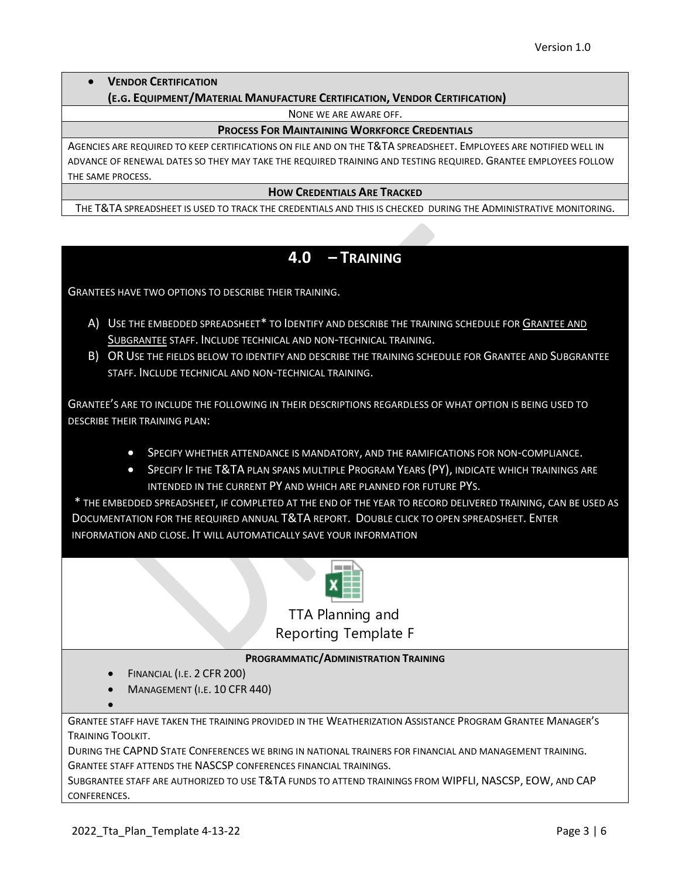- **Vendor Certification**
  **(e.g. Equipment/Material Manufacture Certification, Vendor Certification)**

None we are aware off.

**Process For Maintaining Workforce Credentials**

Agencies are required to keep certifications on file and on the T&TA spreadsheet. Employees are notified well in advance of renewal dates so they may take the required training and testing required. Grantee employees follow the same process.

**How Credentials Are Tracked**

The T&TA spreadsheet is used to track the credentials and this is checked during the Administrative monitoring.

## 4.0 – Training

Grantees have two options to describe their training.

A) Use the embedded spreadsheet* to Identify and describe the training schedule for Grantee and Subgrantee staff. Include technical and non-technical training.

B) OR Use the fields below to identify and describe the training schedule for Grantee and Subgrantee staff. Include technical and non-technical training.

Grantee's are to include the following in their descriptions regardless of what option is being used to describe their training plan:

- Specify whether attendance is mandatory, and the ramifications for non-compliance.
- Specify If the T&TA plan spans multiple Program Years (PY), indicate which trainings are intended in the current PY and which are planned for future PYs.

* The embedded spreadsheet, if completed at the end of the year to record delivered training, can be used as Documentation for the required annual T&TA report. Double click to open spreadsheet. Enter information and close. It will automatically save your information

TTA Planning and Reporting Template F

**Programmatic/Administration Training**

- Financial (i.e. 2 CFR 200)
- Management (i.e. 10 CFR 440)
-

Grantee staff have taken the training provided in the Weatherization Assistance Program Grantee Manager's Training Toolkit.

During the CAPND State Conferences we bring in national trainers for financial and management training. Grantee staff attends the NASCSP conferences financial trainings.

Subgrantee staff are authorized to use T&TA funds to attend trainings from WIPFLI, NASCSP, EOW, and CAP conferences.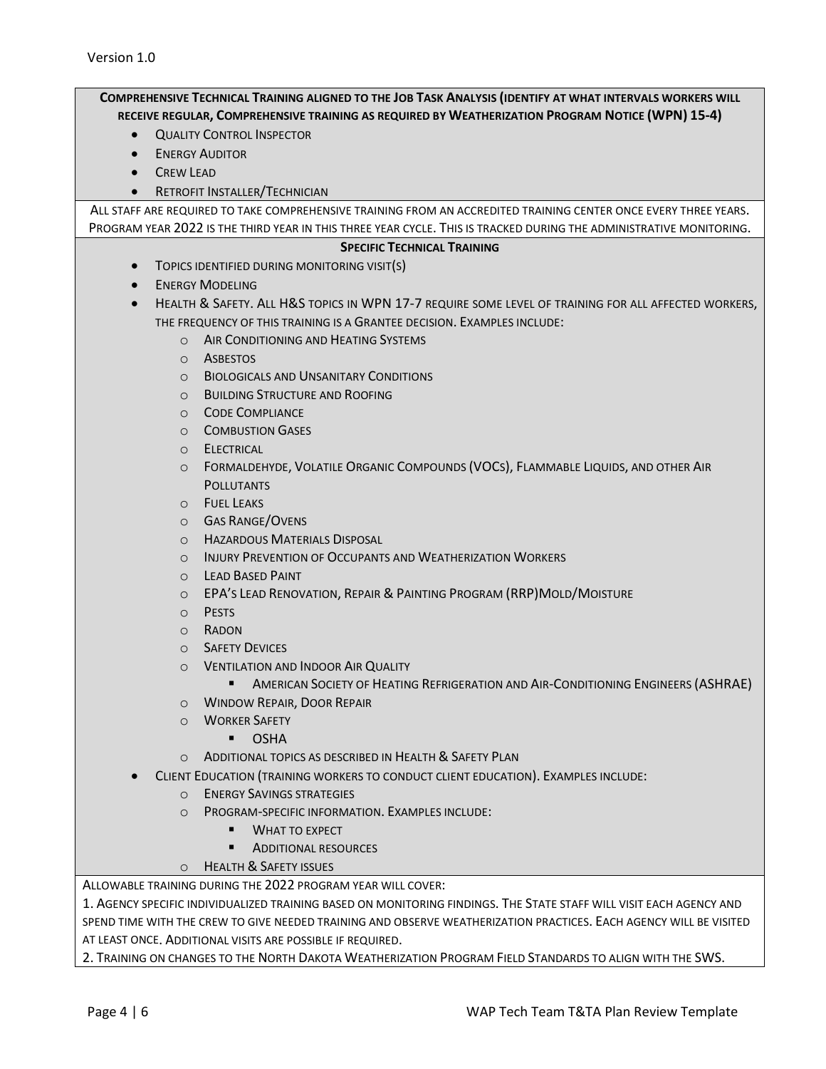**Comprehensive Technical Training aligned to the Job Task Analysis (identify at what intervals workers will receive regular, Comprehensive training as required by Weatherization Program Notice (WPN) 15-4)**

- Quality Control Inspector
- Energy Auditor
- Crew Lead
- Retrofit Installer/Technician

All staff are required to take comprehensive training from an accredited training center once every three years. Program year 2022 is the third year in this three year cycle. This is tracked during the administrative monitoring.

**Specific Technical Training**

- Topics identified during monitoring visit(s)
- Energy Modeling
- Health & Safety. All H&S topics in WPN 17-7 require some level of training for all affected workers, the frequency of this training is a Grantee decision. Examples include:
  - Air Conditioning and Heating Systems
  - Asbestos
  - Biologicals and Unsanitary Conditions
  - Building Structure and Roofing
  - Code Compliance
  - Combustion Gases
  - Electrical
  - Formaldehyde, Volatile Organic Compounds (VOCs), Flammable Liquids, and other Air Pollutants
  - Fuel Leaks
  - Gas Range/Ovens
  - Hazardous Materials Disposal
  - Injury Prevention of Occupants and Weatherization Workers
  - Lead Based Paint
  - EPA's Lead Renovation, Repair & Painting Program (RRP)Mold/Moisture
  - Pests
  - Radon
  - Safety Devices
  - Ventilation and Indoor Air Quality
    - American Society of Heating Refrigeration and Air-Conditioning Engineers (ASHRAE)
  - Window Repair, Door Repair
  - Worker Safety
    - OSHA
  - Additional topics as described in Health & Safety Plan
- Client Education (training workers to conduct client education). Examples include:
  - Energy Savings strategies
  - Program-specific information. Examples include:
    - What to expect
    - Additional resources
  - Health & Safety issues

Allowable training during the 2022 program year will cover:

1. Agency specific individualized training based on monitoring findings. The State staff will visit each agency and spend time with the crew to give needed training and observe weatherization practices. Each agency will be visited at least once. Additional visits are possible if required.
2. Training on changes to the North Dakota Weatherization Program Field Standards to align with the SWS.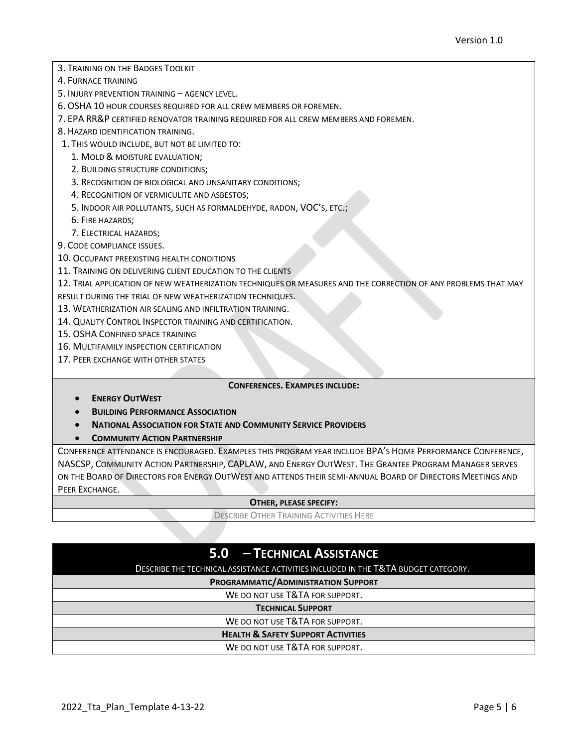3. Training on the Badges Toolkit
4. Furnace training
5. Injury prevention training – agency level.
6. OSHA 10 hour courses required for all crew members or foremen.
7. EPA RR&P certified renovator training required for all crew members and foremen.
8. Hazard identification training.
   1. This would include, but not be limited to:
      1. Mold & moisture evaluation;
      2. Building structure conditions;
      3. Recognition of biological and unsanitary conditions;
      4. Recognition of vermiculite and asbestos;
      5. Indoor air pollutants, such as formaldehyde, radon, VOC's, etc.;
      6. Fire hazards;
      7. Electrical hazards;
9. Code compliance issues.
10. Occupant preexisting health conditions
11. Training on delivering client education to the clients
12. Trial application of new weatherization techniques or measures and the correction of any problems that may result during the trial of new weatherization techniques.
13. Weatherization air sealing and infiltration training.
14. Quality Control Inspector training and certification.
15. OSHA Confined space training
16. Multifamily inspection certification
17. Peer exchange with other states

**Conferences. Examples include:**

- **Energy OutWest**
- **Building Performance Association**
- **National Association for State and Community Service Providers**
- **Community Action Partnership**

Conference attendance is encouraged. Examples this program year include BPA's Home Performance Conference, NASCSP, Community Action Partnership, CAPLAW, and Energy OutWest. The Grantee Program Manager serves on the Board of Directors for Energy OutWest and attends their semi-annual Board of Directors Meetings and Peer Exchange.

**Other, please specify:**

Describe Other Training Activities Here

## 5.0 – Technical Assistance

Describe the technical assistance activities included in the T&TA budget category.

| **Programmatic/Administration Support** |
|---|
| We do not use T&TA for support. |
| **Technical Support** |
| We do not use T&TA for support. |
| **Health & Safety Support Activities** |
| We do not use T&TA for support. |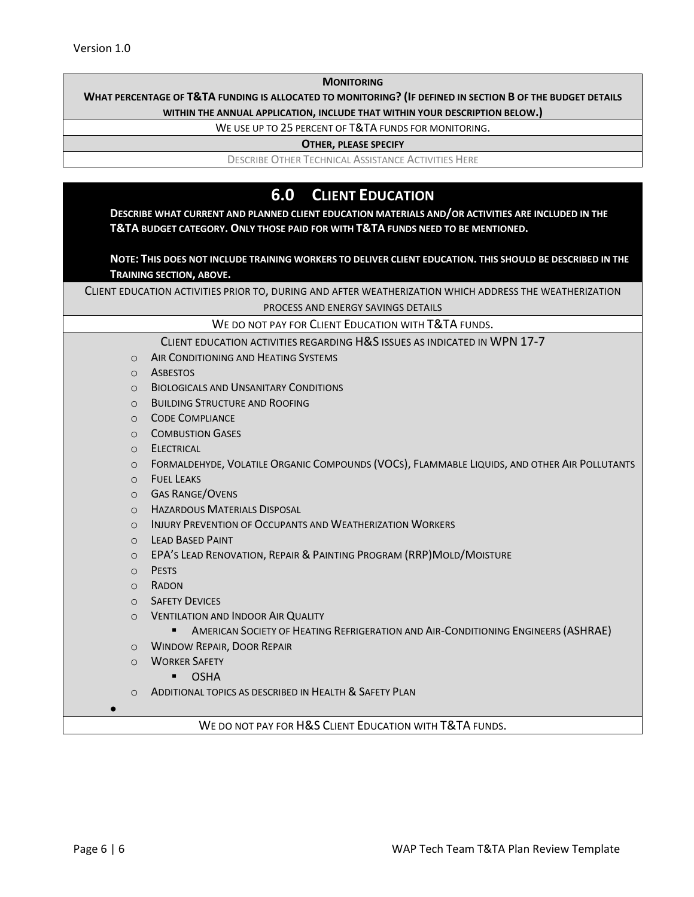**MONITORING**

**WHAT PERCENTAGE OF T&TA FUNDING IS ALLOCATED TO MONITORING? (IF DEFINED IN SECTION B OF THE BUDGET DETAILS WITHIN THE ANNUAL APPLICATION, INCLUDE THAT WITHIN YOUR DESCRIPTION BELOW.)**

WE USE UP TO 25 PERCENT OF T&TA FUNDS FOR MONITORING.

**OTHER, PLEASE SPECIFY**

DESCRIBE OTHER TECHNICAL ASSISTANCE ACTIVITIES HERE

## 6.0 CLIENT EDUCATION

**DESCRIBE WHAT CURRENT AND PLANNED CLIENT EDUCATION MATERIALS AND/OR ACTIVITIES ARE INCLUDED IN THE T&TA BUDGET CATEGORY. ONLY THOSE PAID FOR WITH T&TA FUNDS NEED TO BE MENTIONED.**

**NOTE: THIS DOES NOT INCLUDE TRAINING WORKERS TO DELIVER CLIENT EDUCATION. THIS SHOULD BE DESCRIBED IN THE TRAINING SECTION, ABOVE.**

CLIENT EDUCATION ACTIVITIES PRIOR TO, DURING AND AFTER WEATHERIZATION WHICH ADDRESS THE WEATHERIZATION PROCESS AND ENERGY SAVINGS DETAILS

WE DO NOT PAY FOR CLIENT EDUCATION WITH T&TA FUNDS.

CLIENT EDUCATION ACTIVITIES REGARDING H&S ISSUES AS INDICATED IN WPN 17-7

- AIR CONDITIONING AND HEATING SYSTEMS
- ASBESTOS
- BIOLOGICALS AND UNSANITARY CONDITIONS
- BUILDING STRUCTURE AND ROOFING
- CODE COMPLIANCE
- COMBUSTION GASES
- ELECTRICAL
- FORMALDEHYDE, VOLATILE ORGANIC COMPOUNDS (VOCS), FLAMMABLE LIQUIDS, AND OTHER AIR POLLUTANTS
- FUEL LEAKS
- GAS RANGE/OVENS
- HAZARDOUS MATERIALS DISPOSAL
- INJURY PREVENTION OF OCCUPANTS AND WEATHERIZATION WORKERS
- LEAD BASED PAINT
- EPA'S LEAD RENOVATION, REPAIR & PAINTING PROGRAM (RRP)MOLD/MOISTURE
- PESTS
- RADON
- SAFETY DEVICES
- VENTILATION AND INDOOR AIR QUALITY
  - AMERICAN SOCIETY OF HEATING REFRIGERATION AND AIR-CONDITIONING ENGINEERS (ASHRAE)
- WINDOW REPAIR, DOOR REPAIR
- WORKER SAFETY
  - OSHA
- ADDITIONAL TOPICS AS DESCRIBED IN HEALTH & SAFETY PLAN

WE DO NOT PAY FOR H&S CLIENT EDUCATION WITH T&TA FUNDS.